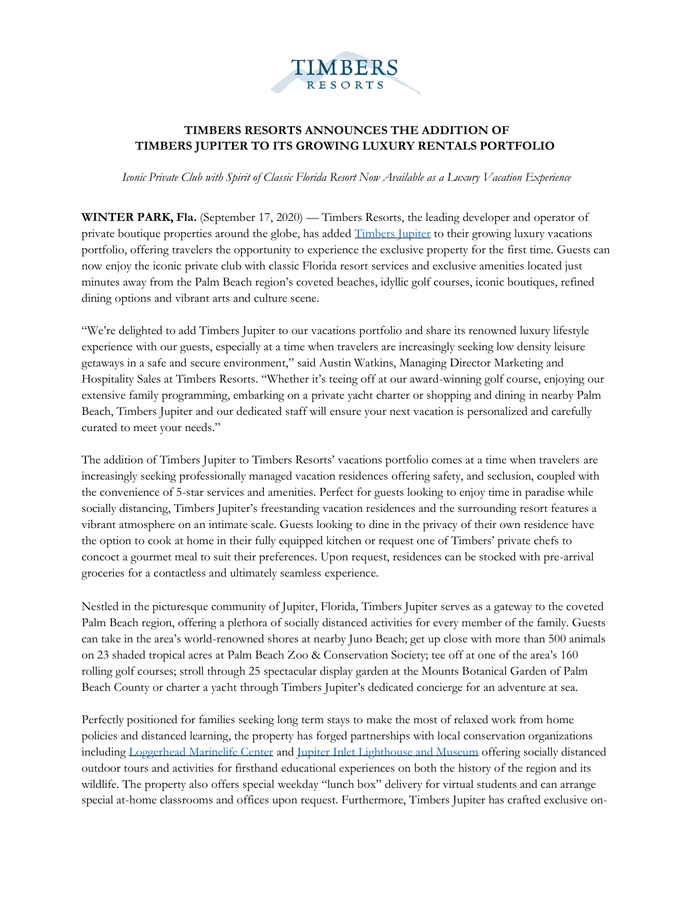TIMBERS RESORTS

# TIMBERS RESORTS ANNOUNCES THE ADDITION OF TIMBERS JUPITER TO ITS GROWING LUXURY RENTALS PORTFOLIO

*Iconic Private Club with Spirit of Classic Florida Resort Now Available as a Luxury Vacation Experience*

**WINTER PARK, Fla.** (September 17, 2020) — Timbers Resorts, the leading developer and operator of private boutique properties around the globe, has added [Timbers Jupiter]() to their growing luxury vacations portfolio, offering travelers the opportunity to experience the exclusive property for the first time. Guests can now enjoy the iconic private club with classic Florida resort services and exclusive amenities located just minutes away from the Palm Beach region's coveted beaches, idyllic golf courses, iconic boutiques, refined dining options and vibrant arts and culture scene.

"We're delighted to add Timbers Jupiter to our vacations portfolio and share its renowned luxury lifestyle experience with our guests, especially at a time when travelers are increasingly seeking low density leisure getaways in a safe and secure environment," said Austin Watkins, Managing Director Marketing and Hospitality Sales at Timbers Resorts. "Whether it's teeing off at our award-winning golf course, enjoying our extensive family programming, embarking on a private yacht charter or shopping and dining in nearby Palm Beach, Timbers Jupiter and our dedicated staff will ensure your next vacation is personalized and carefully curated to meet your needs."

The addition of Timbers Jupiter to Timbers Resorts' vacations portfolio comes at a time when travelers are increasingly seeking professionally managed vacation residences offering safety, and seclusion, coupled with the convenience of 5-star services and amenities. Perfect for guests looking to enjoy time in paradise while socially distancing, Timbers Jupiter's freestanding vacation residences and the surrounding resort features a vibrant atmosphere on an intimate scale. Guests looking to dine in the privacy of their own residence have the option to cook at home in their fully equipped kitchen or request one of Timbers' private chefs to concoct a gourmet meal to suit their preferences. Upon request, residences can be stocked with pre-arrival groceries for a contactless and ultimately seamless experience.

Nestled in the picturesque community of Jupiter, Florida, Timbers Jupiter serves as a gateway to the coveted Palm Beach region, offering a plethora of socially distanced activities for every member of the family. Guests can take in the area's world-renowned shores at nearby Juno Beach; get up close with more than 500 animals on 23 shaded tropical acres at Palm Beach Zoo & Conservation Society; tee off at one of the area's 160 rolling golf courses; stroll through 25 spectacular display garden at the Mounts Botanical Garden of Palm Beach County or charter a yacht through Timbers Jupiter's dedicated concierge for an adventure at sea.

Perfectly positioned for families seeking long term stays to make the most of relaxed work from home policies and distanced learning, the property has forged partnerships with local conservation organizations including [Loggerhead Marinelife Center]() and [Jupiter Inlet Lighthouse and Museum]() offering socially distanced outdoor tours and activities for firsthand educational experiences on both the history of the region and its wildlife. The property also offers special weekday "lunch box" delivery for virtual students and can arrange special at-home classrooms and offices upon request. Furthermore, Timbers Jupiter has crafted exclusive on-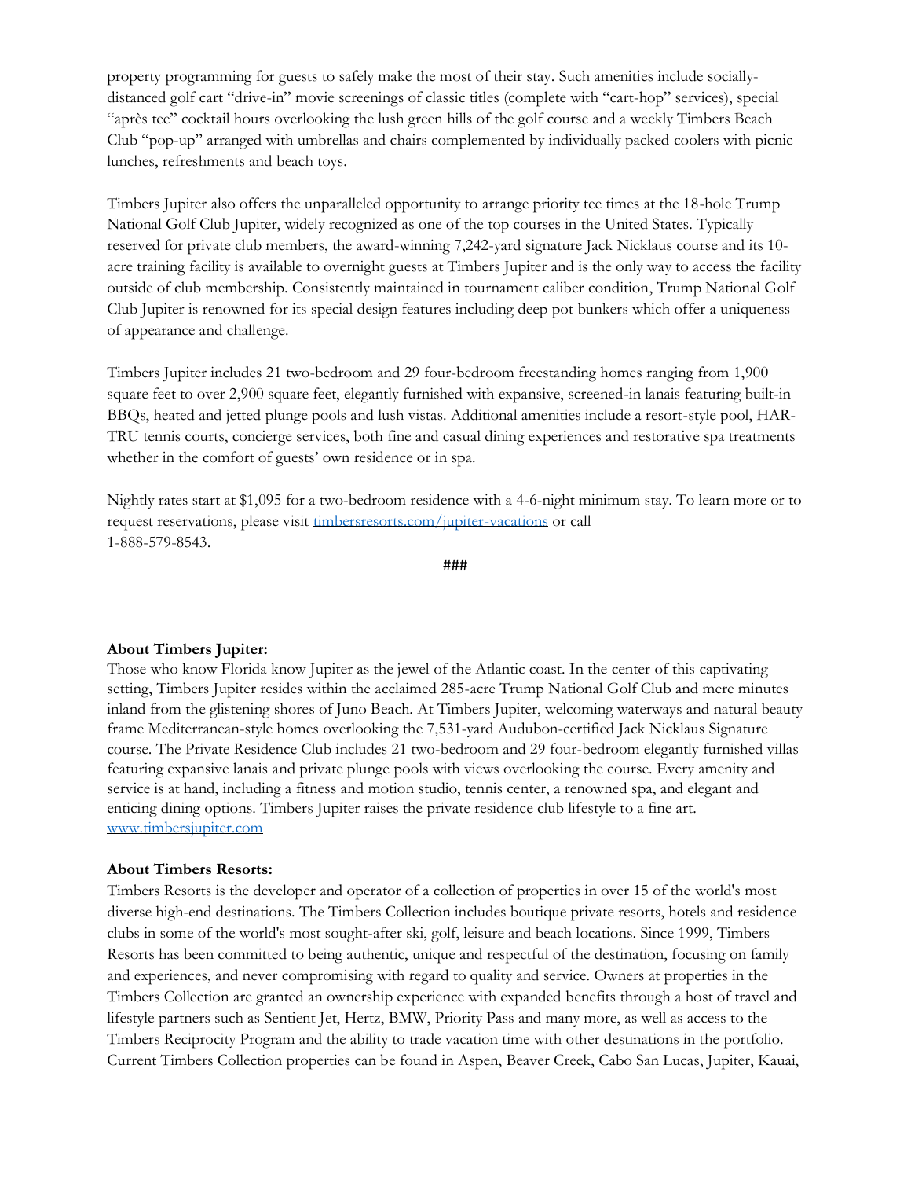property programming for guests to safely make the most of their stay. Such amenities include socially-distanced golf cart "drive-in" movie screenings of classic titles (complete with "cart-hop" services), special "après tee" cocktail hours overlooking the lush green hills of the golf course and a weekly Timbers Beach Club "pop-up" arranged with umbrellas and chairs complemented by individually packed coolers with picnic lunches, refreshments and beach toys.

Timbers Jupiter also offers the unparalleled opportunity to arrange priority tee times at the 18-hole Trump National Golf Club Jupiter, widely recognized as one of the top courses in the United States. Typically reserved for private club members, the award-winning 7,242-yard signature Jack Nicklaus course and its 10-acre training facility is available to overnight guests at Timbers Jupiter and is the only way to access the facility outside of club membership. Consistently maintained in tournament caliber condition, Trump National Golf Club Jupiter is renowned for its special design features including deep pot bunkers which offer a uniqueness of appearance and challenge.

Timbers Jupiter includes 21 two-bedroom and 29 four-bedroom freestanding homes ranging from 1,900 square feet to over 2,900 square feet, elegantly furnished with expansive, screened-in lanais featuring built-in BBQs, heated and jetted plunge pools and lush vistas. Additional amenities include a resort-style pool, HAR-TRU tennis courts, concierge services, both fine and casual dining experiences and restorative spa treatments whether in the comfort of guests' own residence or in spa.

Nightly rates start at $1,095 for a two-bedroom residence with a 4-6-night minimum stay. To learn more or to request reservations, please visit [timbersresorts.com/jupiter-vacations](timbersresorts.com/jupiter-vacations) or call 1-888-579-8543.

###

**About Timbers Jupiter:**
Those who know Florida know Jupiter as the jewel of the Atlantic coast. In the center of this captivating setting, Timbers Jupiter resides within the acclaimed 285-acre Trump National Golf Club and mere minutes inland from the glistening shores of Juno Beach. At Timbers Jupiter, welcoming waterways and natural beauty frame Mediterranean-style homes overlooking the 7,531-yard Audubon-certified Jack Nicklaus Signature course. The Private Residence Club includes 21 two-bedroom and 29 four-bedroom elegantly furnished villas featuring expansive lanais and private plunge pools with views overlooking the course. Every amenity and service is at hand, including a fitness and motion studio, tennis center, a renowned spa, and elegant and enticing dining options. Timbers Jupiter raises the private residence club lifestyle to a fine art.
[www.timbersjupiter.com](www.timbersjupiter.com)

**About Timbers Resorts:**
Timbers Resorts is the developer and operator of a collection of properties in over 15 of the world's most diverse high-end destinations. The Timbers Collection includes boutique private resorts, hotels and residence clubs in some of the world's most sought-after ski, golf, leisure and beach locations. Since 1999, Timbers Resorts has been committed to being authentic, unique and respectful of the destination, focusing on family and experiences, and never compromising with regard to quality and service. Owners at properties in the Timbers Collection are granted an ownership experience with expanded benefits through a host of travel and lifestyle partners such as Sentient Jet, Hertz, BMW, Priority Pass and many more, as well as access to the Timbers Reciprocity Program and the ability to trade vacation time with other destinations in the portfolio. Current Timbers Collection properties can be found in Aspen, Beaver Creek, Cabo San Lucas, Jupiter, Kauai,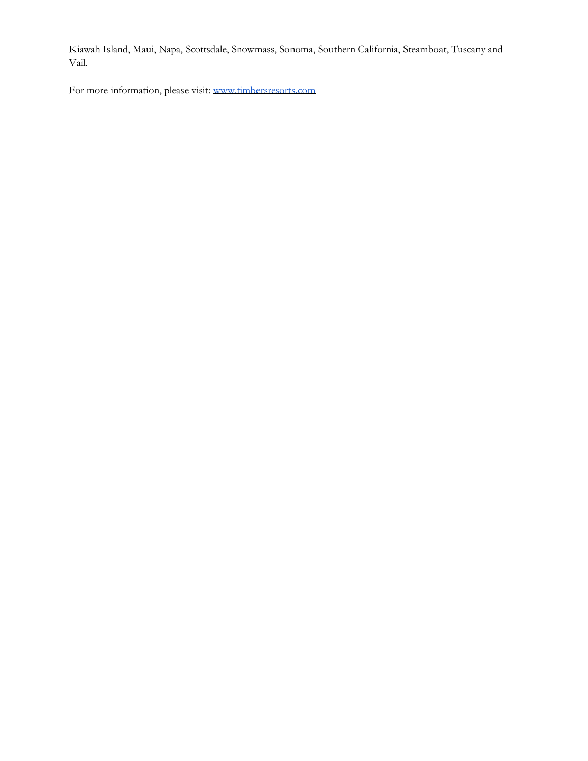Kiawah Island, Maui, Napa, Scottsdale, Snowmass, Sonoma, Southern California, Steamboat, Tuscany and Vail.

For more information, please visit: [www.timbersresorts.com](http://www.timbersresorts.com)